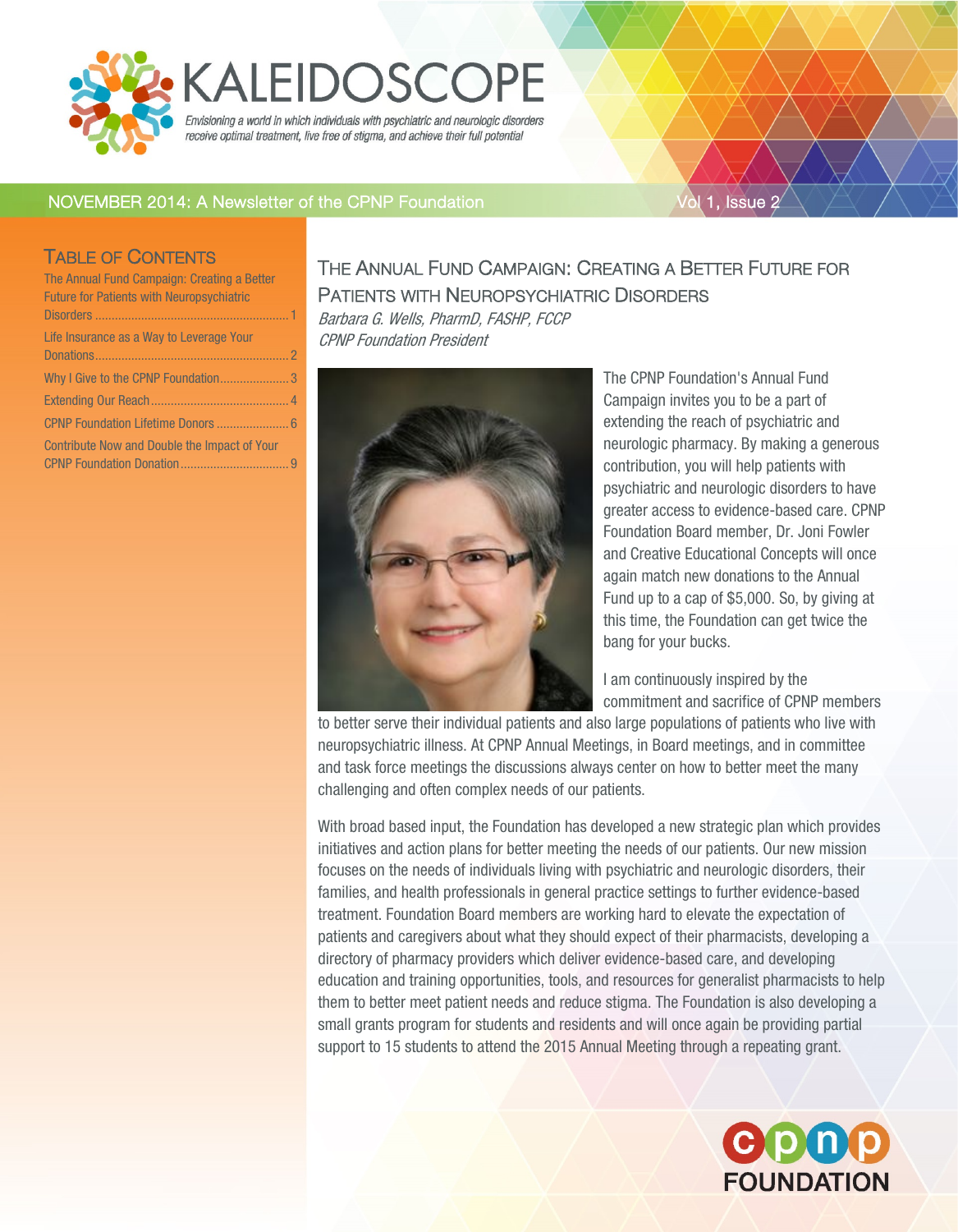# KALEIDOSCOPE

*Envisioning a world in which individuals with psychiatric and neurologic disorders receive optimal treatment, live free of stigma, and achieve their full potential!*

NOVEMBER 2014: A Newsletter of the CPNP Foundation — Vol 1, Issue 2

## Table of Contents

- The Annual Fund Campaign: Creating a Better Future for Patients with Neuropsychiatric Disorders ..... 1
- Life Insurance as a Way to Leverage Your Donations ..... 2
- Why I Give to the CPNP Foundation ..... 3
- Extending Our Reach ..... 4
- CPNP Foundation Lifetime Donors ..... 6
- Contribute Now and Double the Impact of Your CPNP Foundation Donation ..... 9

## The Annual Fund Campaign: Creating a Better Future for Patients with Neuropsychiatric Disorders

*Barbara G. Wells, PharmD, FASHP, FCCP*
*CPNP Foundation President*

The CPNP Foundation's Annual Fund Campaign invites you to be a part of extending the reach of psychiatric and neurologic pharmacy. By making a generous contribution, you will help patients with psychiatric and neurologic disorders to have greater access to evidence-based care. CPNP Foundation Board member, Dr. Joni Fowler and Creative Educational Concepts will once again match new donations to the Annual Fund up to a cap of $5,000. So, by giving at this time, the Foundation can get twice the bang for your bucks.

I am continuously inspired by the commitment and sacrifice of CPNP members to better serve their individual patients and also large populations of patients who live with neuropsychiatric illness. At CPNP Annual Meetings, in Board meetings, and in committee and task force meetings the discussions always center on how to better meet the many challenging and often complex needs of our patients.

With broad based input, the Foundation has developed a new strategic plan which provides initiatives and action plans for better meeting the needs of our patients. Our new mission focuses on the needs of individuals living with psychiatric and neurologic disorders, their families, and health professionals in general practice settings to further evidence-based treatment. Foundation Board members are working hard to elevate the expectation of patients and caregivers about what they should expect of their pharmacists, developing a directory of pharmacy providers which deliver evidence-based care, and developing education and training opportunities, tools, and resources for generalist pharmacists to help them to better meet patient needs and reduce stigma. The Foundation is also developing a small grants program for students and residents and will once again be providing partial support to 15 students to attend the 2015 Annual Meeting through a repeating grant.

cpnp FOUNDATION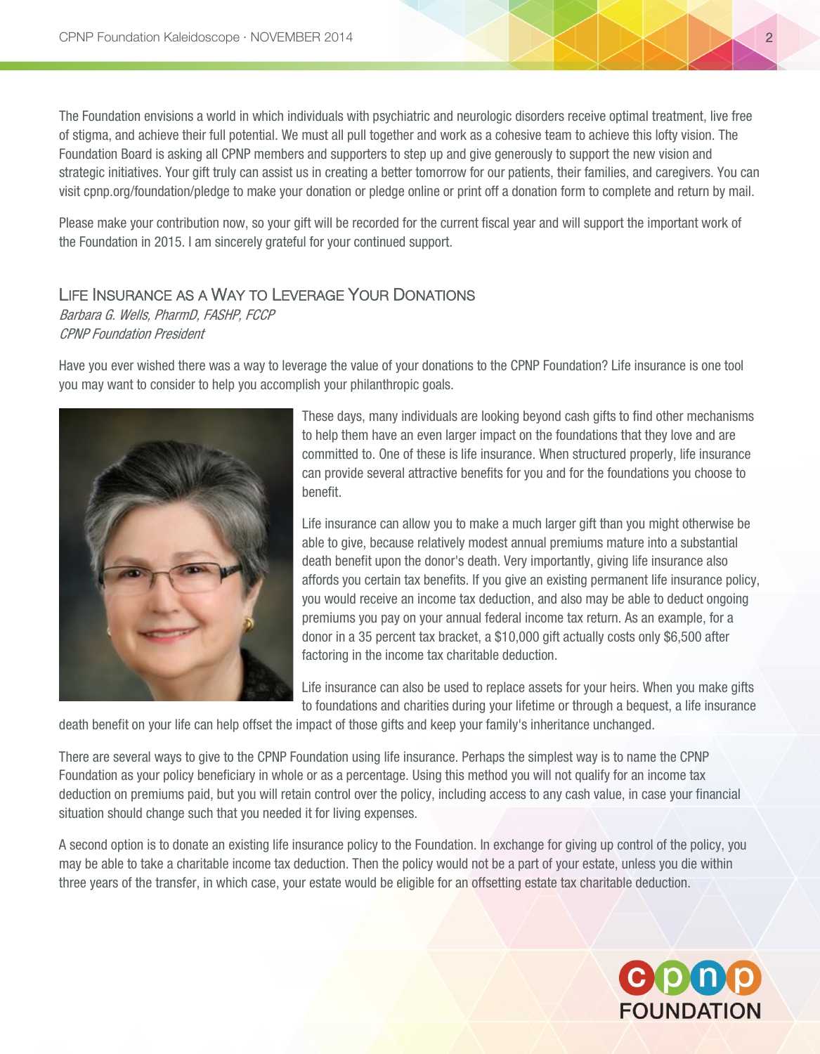The Foundation envisions a world in which individuals with psychiatric and neurologic disorders receive optimal treatment, live free of stigma, and achieve their full potential. We must all pull together and work as a cohesive team to achieve this lofty vision. The Foundation Board is asking all CPNP members and supporters to step up and give generously to support the new vision and strategic initiatives. Your gift truly can assist us in creating a better tomorrow for our patients, their families, and caregivers. You can visit cpnp.org/foundation/pledge to make your donation or pledge online or print off a donation form to complete and return by mail.

Please make your contribution now, so your gift will be recorded for the current fiscal year and will support the important work of the Foundation in 2015. I am sincerely grateful for your continued support.

## Life Insurance as a Way to Leverage Your Donations

*Barbara G. Wells, PharmD, FASHP, FCCP*
*CPNP Foundation President*

Have you ever wished there was a way to leverage the value of your donations to the CPNP Foundation? Life insurance is one tool you may want to consider to help you accomplish your philanthropic goals.

These days, many individuals are looking beyond cash gifts to find other mechanisms to help them have an even larger impact on the foundations that they love and are committed to. One of these is life insurance. When structured properly, life insurance can provide several attractive benefits for you and for the foundations you choose to benefit.

Life insurance can allow you to make a much larger gift than you might otherwise be able to give, because relatively modest annual premiums mature into a substantial death benefit upon the donor's death. Very importantly, giving life insurance also affords you certain tax benefits. If you give an existing permanent life insurance policy, you would receive an income tax deduction, and also may be able to deduct ongoing premiums you pay on your annual federal income tax return. As an example, for a donor in a 35 percent tax bracket, a $10,000 gift actually costs only $6,500 after factoring in the income tax charitable deduction.

Life insurance can also be used to replace assets for your heirs. When you make gifts to foundations and charities during your lifetime or through a bequest, a life insurance death benefit on your life can help offset the impact of those gifts and keep your family's inheritance unchanged.

There are several ways to give to the CPNP Foundation using life insurance. Perhaps the simplest way is to name the CPNP Foundation as your policy beneficiary in whole or as a percentage. Using this method you will not qualify for an income tax deduction on premiums paid, but you will retain control over the policy, including access to any cash value, in case your financial situation should change such that you needed it for living expenses.

A second option is to donate an existing life insurance policy to the Foundation. In exchange for giving up control of the policy, you may be able to take a charitable income tax deduction. Then the policy would not be a part of your estate, unless you die within three years of the transfer, in which case, your estate would be eligible for an offsetting estate tax charitable deduction.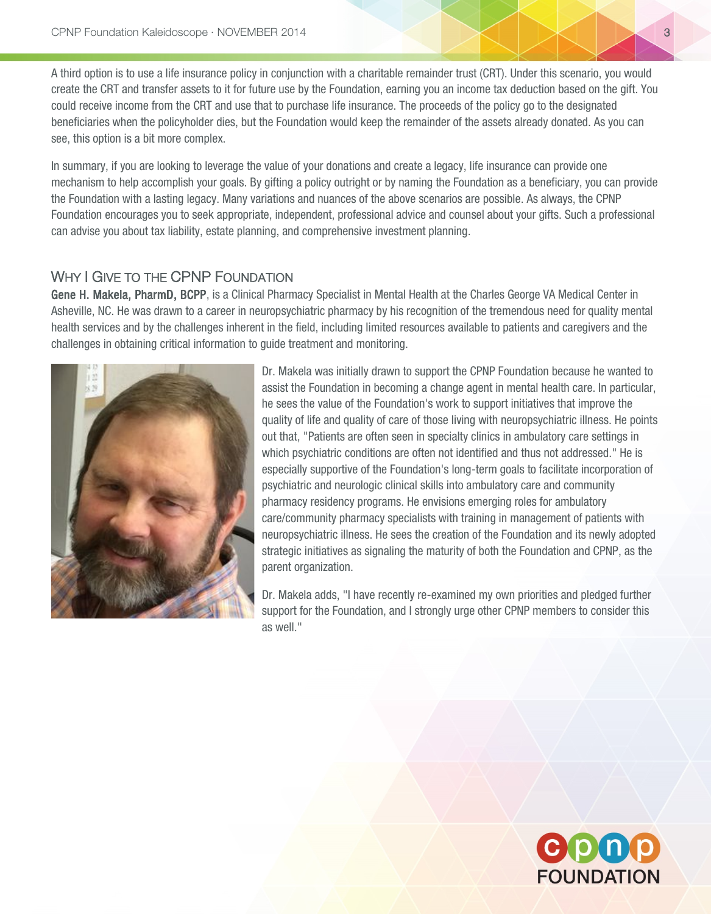A third option is to use a life insurance policy in conjunction with a charitable remainder trust (CRT). Under this scenario, you would create the CRT and transfer assets to it for future use by the Foundation, earning you an income tax deduction based on the gift. You could receive income from the CRT and use that to purchase life insurance. The proceeds of the policy go to the designated beneficiaries when the policyholder dies, but the Foundation would keep the remainder of the assets already donated. As you can see, this option is a bit more complex.

In summary, if you are looking to leverage the value of your donations and create a legacy, life insurance can provide one mechanism to help accomplish your goals. By gifting a policy outright or by naming the Foundation as a beneficiary, you can provide the Foundation with a lasting legacy. Many variations and nuances of the above scenarios are possible. As always, the CPNP Foundation encourages you to seek appropriate, independent, professional advice and counsel about your gifts. Such a professional can advise you about tax liability, estate planning, and comprehensive investment planning.

## Why I Give to the CPNP Foundation

**Gene H. Makela, PharmD, BCPP**, is a Clinical Pharmacy Specialist in Mental Health at the Charles George VA Medical Center in Asheville, NC. He was drawn to a career in neuropsychiatric pharmacy by his recognition of the tremendous need for quality mental health services and by the challenges inherent in the field, including limited resources available to patients and caregivers and the challenges in obtaining critical information to guide treatment and monitoring.

Dr. Makela was initially drawn to support the CPNP Foundation because he wanted to assist the Foundation in becoming a change agent in mental health care. In particular, he sees the value of the Foundation's work to support initiatives that improve the quality of life and quality of care of those living with neuropsychiatric illness. He points out that, "Patients are often seen in specialty clinics in ambulatory care settings in which psychiatric conditions are often not identified and thus not addressed." He is especially supportive of the Foundation's long-term goals to facilitate incorporation of psychiatric and neurologic clinical skills into ambulatory care and community pharmacy residency programs. He envisions emerging roles for ambulatory care/community pharmacy specialists with training in management of patients with neuropsychiatric illness. He sees the creation of the Foundation and its newly adopted strategic initiatives as signaling the maturity of both the Foundation and CPNP, as the parent organization.

Dr. Makela adds, "I have recently re-examined my own priorities and pledged further support for the Foundation, and I strongly urge other CPNP members to consider this as well."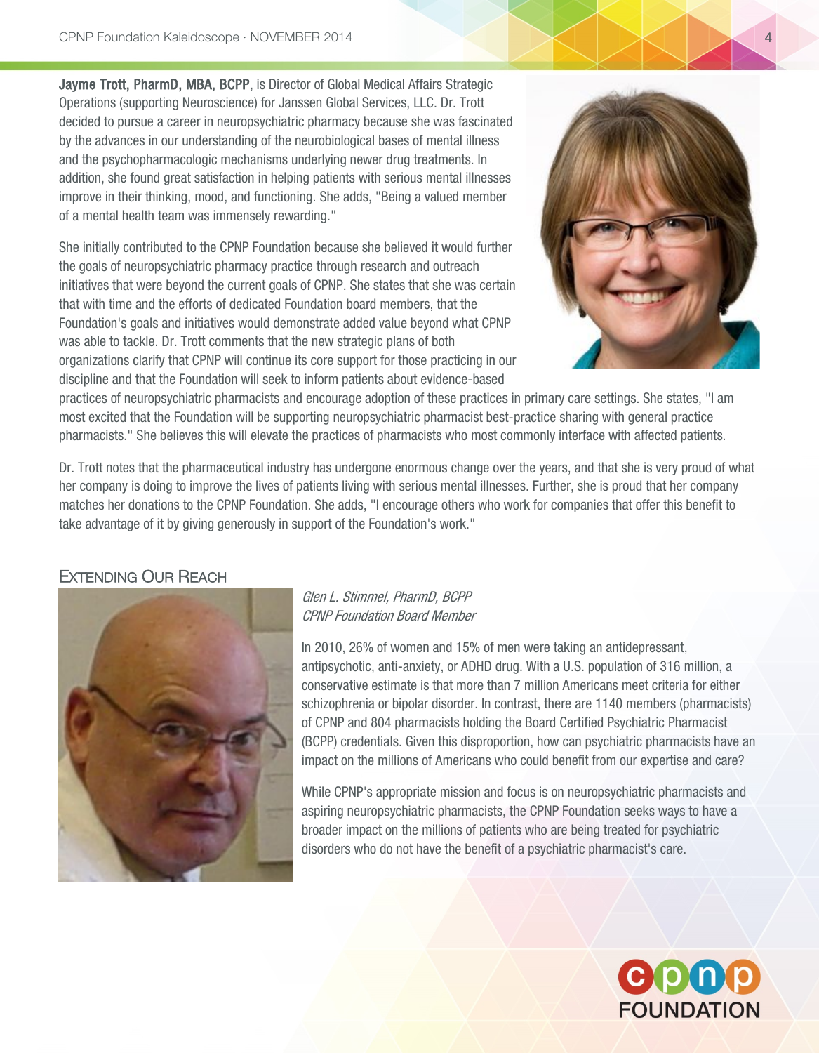**Jayme Trott, PharmD, MBA, BCPP**, is Director of Global Medical Affairs Strategic Operations (supporting Neuroscience) for Janssen Global Services, LLC. Dr. Trott decided to pursue a career in neuropsychiatric pharmacy because she was fascinated by the advances in our understanding of the neurobiological bases of mental illness and the psychopharmacologic mechanisms underlying newer drug treatments. In addition, she found great satisfaction in helping patients with serious mental illnesses improve in their thinking, mood, and functioning. She adds, "Being a valued member of a mental health team was immensely rewarding."

She initially contributed to the CPNP Foundation because she believed it would further the goals of neuropsychiatric pharmacy practice through research and outreach initiatives that were beyond the current goals of CPNP. She states that she was certain that with time and the efforts of dedicated Foundation board members, that the Foundation's goals and initiatives would demonstrate added value beyond what CPNP was able to tackle. Dr. Trott comments that the new strategic plans of both organizations clarify that CPNP will continue its core support for those practicing in our discipline and that the Foundation will seek to inform patients about evidence-based practices of neuropsychiatric pharmacists and encourage adoption of these practices in primary care settings. She states, "I am most excited that the Foundation will be supporting neuropsychiatric pharmacist best-practice sharing with general practice pharmacists." She believes this will elevate the practices of pharmacists who most commonly interface with affected patients.

Dr. Trott notes that the pharmaceutical industry has undergone enormous change over the years, and that she is very proud of what her company is doing to improve the lives of patients living with serious mental illnesses. Further, she is proud that her company matches her donations to the CPNP Foundation. She adds, "I encourage others who work for companies that offer this benefit to take advantage of it by giving generously in support of the Foundation's work."

## Extending Our Reach

*Glen L. Stimmel, PharmD, BCPP*
*CPNP Foundation Board Member*

In 2010, 26% of women and 15% of men were taking an antidepressant, antipsychotic, anti-anxiety, or ADHD drug. With a U.S. population of 316 million, a conservative estimate is that more than 7 million Americans meet criteria for either schizophrenia or bipolar disorder. In contrast, there are 1140 members (pharmacists) of CPNP and 804 pharmacists holding the Board Certified Psychiatric Pharmacist (BCPP) credentials. Given this disproportion, how can psychiatric pharmacists have an impact on the millions of Americans who could benefit from our expertise and care?

While CPNP's appropriate mission and focus is on neuropsychiatric pharmacists and aspiring neuropsychiatric pharmacists, the CPNP Foundation seeks ways to have a broader impact on the millions of patients who are being treated for psychiatric disorders who do not have the benefit of a psychiatric pharmacist's care.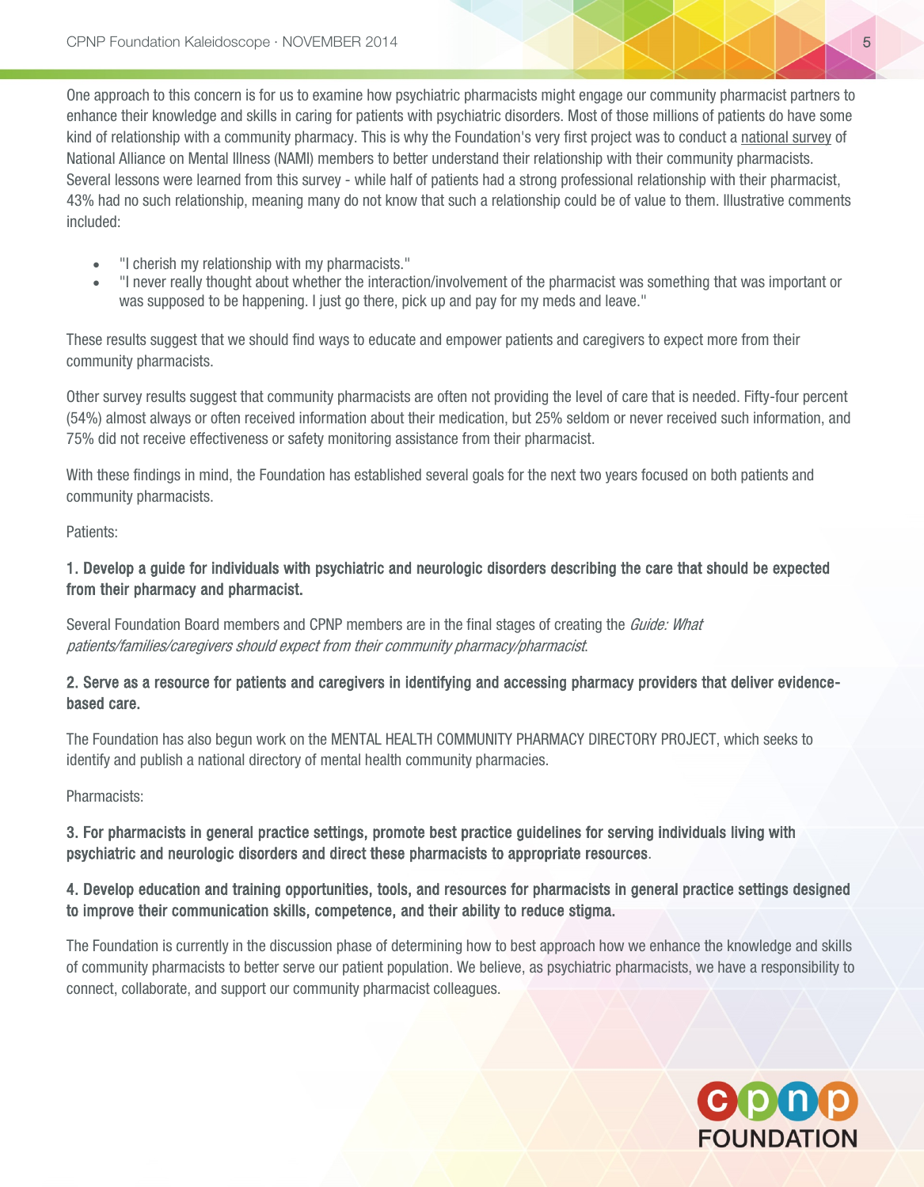One approach to this concern is for us to examine how psychiatric pharmacists might engage our community pharmacist partners to enhance their knowledge and skills in caring for patients with psychiatric disorders. Most of those millions of patients do have some kind of relationship with a community pharmacy. This is why the Foundation's very first project was to conduct a national survey of National Alliance on Mental Illness (NAMI) members to better understand their relationship with their community pharmacists. Several lessons were learned from this survey - while half of patients had a strong professional relationship with their pharmacist, 43% had no such relationship, meaning many do not know that such a relationship could be of value to them. Illustrative comments included:

- "I cherish my relationship with my pharmacists."
- "I never really thought about whether the interaction/involvement of the pharmacist was something that was important or was supposed to be happening. I just go there, pick up and pay for my meds and leave."

These results suggest that we should find ways to educate and empower patients and caregivers to expect more from their community pharmacists.

Other survey results suggest that community pharmacists are often not providing the level of care that is needed. Fifty-four percent (54%) almost always or often received information about their medication, but 25% seldom or never received such information, and 75% did not receive effectiveness or safety monitoring assistance from their pharmacist.

With these findings in mind, the Foundation has established several goals for the next two years focused on both patients and community pharmacists.

Patients:

**1. Develop a guide for individuals with psychiatric and neurologic disorders describing the care that should be expected from their pharmacy and pharmacist.**

Several Foundation Board members and CPNP members are in the final stages of creating the *Guide: What patients/families/caregivers should expect from their community pharmacy/pharmacist*.

**2. Serve as a resource for patients and caregivers in identifying and accessing pharmacy providers that deliver evidence-based care.**

The Foundation has also begun work on the MENTAL HEALTH COMMUNITY PHARMACY DIRECTORY PROJECT, which seeks to identify and publish a national directory of mental health community pharmacies.

Pharmacists:

**3. For pharmacists in general practice settings, promote best practice guidelines for serving individuals living with psychiatric and neurologic disorders and direct these pharmacists to appropriate resources.**

**4. Develop education and training opportunities, tools, and resources for pharmacists in general practice settings designed to improve their communication skills, competence, and their ability to reduce stigma.**

The Foundation is currently in the discussion phase of determining how to best approach how we enhance the knowledge and skills of community pharmacists to better serve our patient population. We believe, as psychiatric pharmacists, we have a responsibility to connect, collaborate, and support our community pharmacist colleagues.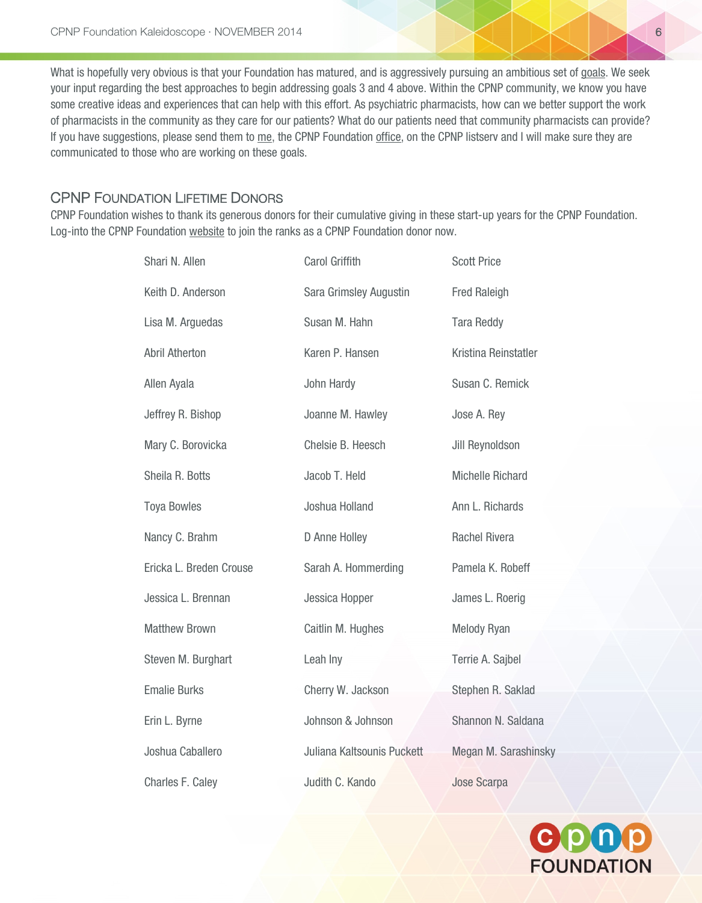What is hopefully very obvious is that your Foundation has matured, and is aggressively pursuing an ambitious set of goals. We seek your input regarding the best approaches to begin addressing goals 3 and 4 above. Within the CPNP community, we know you have some creative ideas and experiences that can help with this effort. As psychiatric pharmacists, how can we better support the work of pharmacists in the community as they care for our patients? What do our patients need that community pharmacists can provide? If you have suggestions, please send them to me, the CPNP Foundation office, on the CPNP listserv and I will make sure they are communicated to those who are working on these goals.

## CPNP Foundation Lifetime Donors

CPNP Foundation wishes to thank its generous donors for their cumulative giving in these start-up years for the CPNP Foundation. Log-into the CPNP Foundation website to join the ranks as a CPNP Foundation donor now.

Shari N. Allen
Keith D. Anderson
Lisa M. Arguedas
Abril Atherton
Allen Ayala
Jeffrey R. Bishop
Mary C. Borovicka
Sheila R. Botts
Toya Bowles
Nancy C. Brahm
Ericka L. Breden Crouse
Jessica L. Brennan
Matthew Brown
Steven M. Burghart
Emalie Burks
Erin L. Byrne
Joshua Caballero
Charles F. Caley
Carol Griffith
Sara Grimsley Augustin
Susan M. Hahn
Karen P. Hansen
John Hardy
Joanne M. Hawley
Chelsie B. Heesch
Jacob T. Held
Joshua Holland
D Anne Holley
Sarah A. Hommerding
Jessica Hopper
Caitlin M. Hughes
Leah Iny
Cherry W. Jackson
Johnson & Johnson
Juliana Kaltsounis Puckett
Judith C. Kando
Scott Price
Fred Raleigh
Tara Reddy
Kristina Reinstatler
Susan C. Remick
Jose A. Rey
Jill Reynoldson
Michelle Richard
Ann L. Richards
Rachel Rivera
Pamela K. Robeff
James L. Roerig
Melody Ryan
Terrie A. Sajbel
Stephen R. Saklad
Shannon N. Saldana
Megan M. Sarashinsky
Jose Scarpa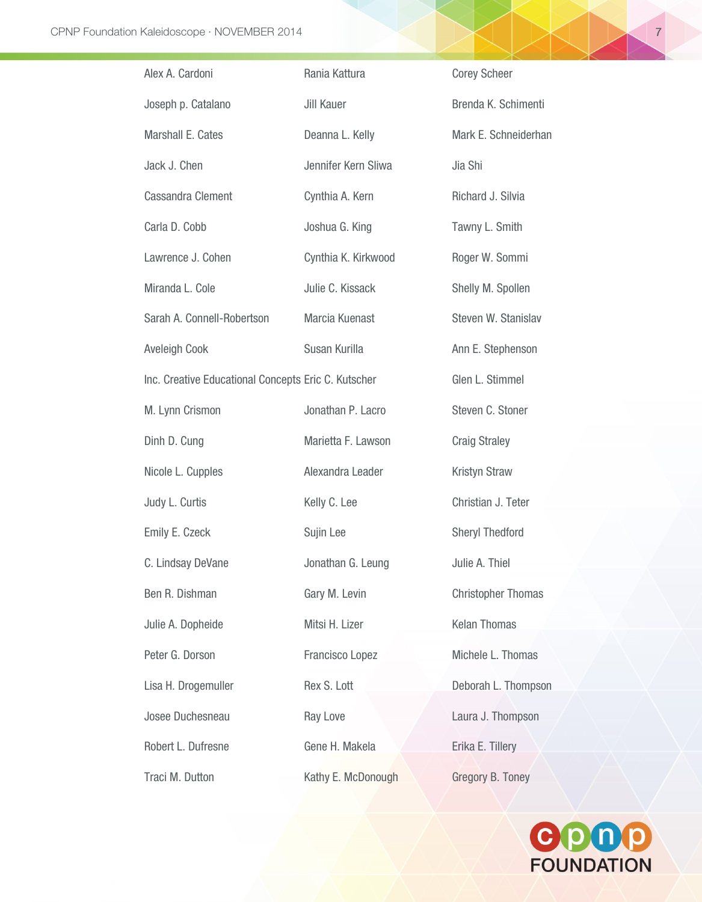Alex A. Cardoni

Joseph p. Catalano

Marshall E. Cates

Jack J. Chen

Cassandra Clement

Carla D. Cobb

Lawrence J. Cohen

Miranda L. Cole

Sarah A. Connell-Robertson

Aveleigh Cook

Inc. Creative Educational Concepts

M. Lynn Crismon

Dinh D. Cung

Nicole L. Cupples

Judy L. Curtis

Emily E. Czeck

C. Lindsay DeVane

Ben R. Dishman

Julie A. Dopheide

Peter G. Dorson

Lisa H. Drogemuller

Josee Duchesneau

Robert L. Dufresne

Traci M. Dutton

Rania Kattura

Jill Kauer

Deanna L. Kelly

Jennifer Kern Sliwa

Cynthia A. Kern

Joshua G. King

Cynthia K. Kirkwood

Julie C. Kissack

Marcia Kuenast

Susan Kurilla

Eric C. Kutscher

Jonathan P. Lacro

Marietta F. Lawson

Alexandra Leader

Kelly C. Lee

Sujin Lee

Jonathan G. Leung

Gary M. Levin

Mitsi H. Lizer

Francisco Lopez

Rex S. Lott

Ray Love

Gene H. Makela

Kathy E. McDonough

Corey Scheer

Brenda K. Schimenti

Mark E. Schneiderhan

Jia Shi

Richard J. Silvia

Tawny L. Smith

Roger W. Sommi

Shelly M. Spollen

Steven W. Stanislav

Ann E. Stephenson

Glen L. Stimmel

Steven C. Stoner

Craig Straley

Kristyn Straw

Christian J. Teter

Sheryl Thedford

Julie A. Thiel

Christopher Thomas

Kelan Thomas

Michele L. Thomas

Deborah L. Thompson

Laura J. Thompson

Erika E. Tillery

Gregory B. Toney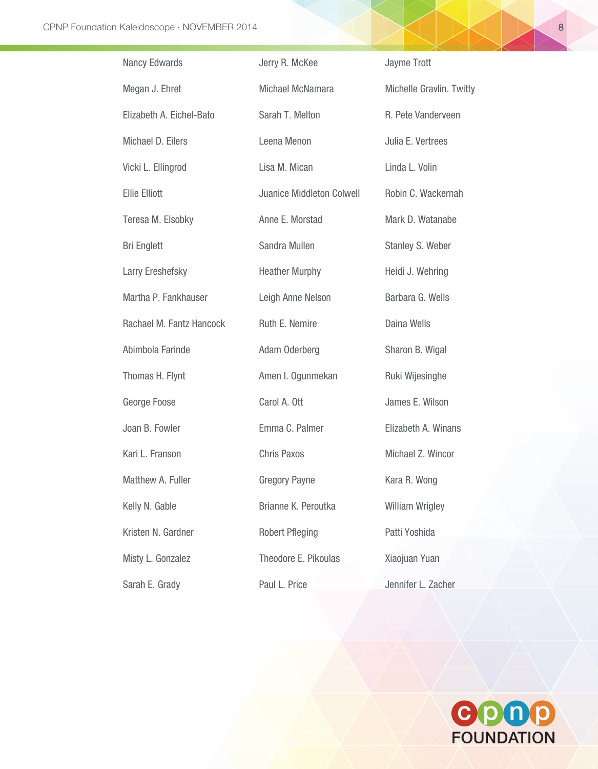Nancy Edwards

Megan J. Ehret

Elizabeth A. Eichel-Bato

Michael D. Eilers

Vicki L. Ellingrod

Ellie Elliott

Teresa M. Elsobky

Bri Englett

Larry Ereshefsky

Martha P. Fankhauser

Rachael M. Fantz Hancock

Abimbola Farinde

Thomas H. Flynt

George Foose

Joan B. Fowler

Kari L. Franson

Matthew A. Fuller

Kelly N. Gable

Kristen N. Gardner

Misty L. Gonzalez

Sarah E. Grady

Jerry R. McKee

Michael McNamara

Sarah T. Melton

Leena Menon

Lisa M. Mican

Juanice Middleton Colwell

Anne E. Morstad

Sandra Mullen

Heather Murphy

Leigh Anne Nelson

Ruth E. Nemire

Adam Oderberg

Amen I. Ogunmekan

Carol A. Ott

Emma C. Palmer

Chris Paxos

Gregory Payne

Brianne K. Peroutka

Robert Pfleging

Theodore E. Pikoulas

Paul L. Price

Jayme Trott

Michelle Gravlin. Twitty

R. Pete Vanderveen

Julia E. Vertrees

Linda L. Volin

Robin C. Wackernah

Mark D. Watanabe

Stanley S. Weber

Heidi J. Wehring

Barbara G. Wells

Daina Wells

Sharon B. Wigal

Ruki Wijesinghe

James E. Wilson

Elizabeth A. Winans

Michael Z. Wincor

Kara R. Wong

William Wrigley

Patti Yoshida

Xiaojuan Yuan

Jennifer L. Zacher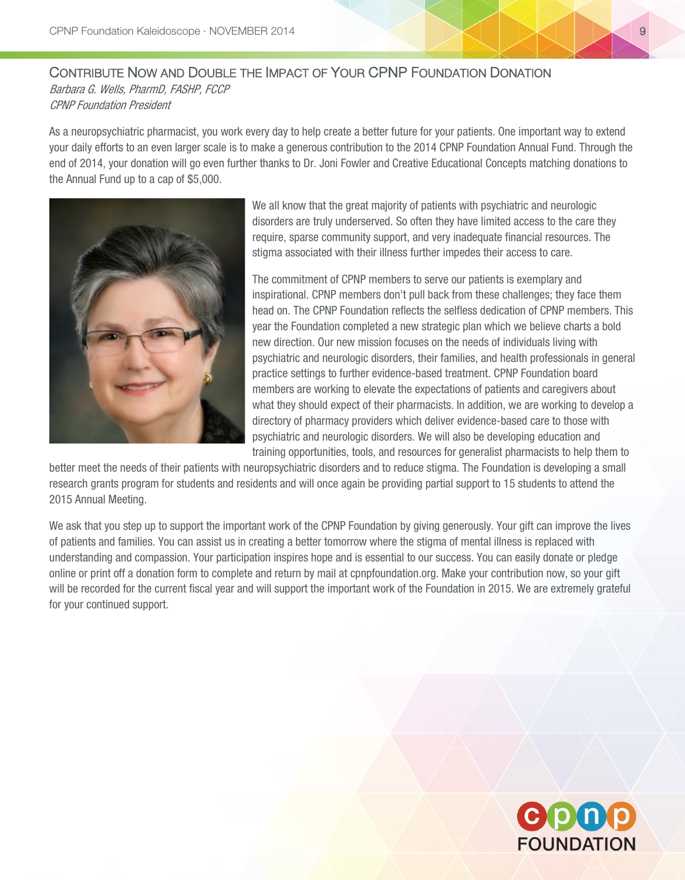## Contribute Now and Double the Impact of Your CPNP Foundation Donation

*Barbara G. Wells, PharmD, FASHP, FCCP*
*CPNP Foundation President*

As a neuropsychiatric pharmacist, you work every day to help create a better future for your patients. One important way to extend your daily efforts to an even larger scale is to make a generous contribution to the 2014 CPNP Foundation Annual Fund. Through the end of 2014, your donation will go even further thanks to Dr. Joni Fowler and Creative Educational Concepts matching donations to the Annual Fund up to a cap of $5,000.

We all know that the great majority of patients with psychiatric and neurologic disorders are truly underserved. So often they have limited access to the care they require, sparse community support, and very inadequate financial resources. The stigma associated with their illness further impedes their access to care.

The commitment of CPNP members to serve our patients is exemplary and inspirational. CPNP members don't pull back from these challenges; they face them head on. The CPNP Foundation reflects the selfless dedication of CPNP members. This year the Foundation completed a new strategic plan which we believe charts a bold new direction. Our new mission focuses on the needs of individuals living with psychiatric and neurologic disorders, their families, and health professionals in general practice settings to further evidence-based treatment. CPNP Foundation board members are working to elevate the expectations of patients and caregivers about what they should expect of their pharmacists. In addition, we are working to develop a directory of pharmacy providers which deliver evidence-based care to those with psychiatric and neurologic disorders. We will also be developing education and training opportunities, tools, and resources for generalist pharmacists to help them to better meet the needs of their patients with neuropsychiatric disorders and to reduce stigma. The Foundation is developing a small research grants program for students and residents and will once again be providing partial support to 15 students to attend the 2015 Annual Meeting.

We ask that you step up to support the important work of the CPNP Foundation by giving generously. Your gift can improve the lives of patients and families. You can assist us in creating a better tomorrow where the stigma of mental illness is replaced with understanding and compassion. Your participation inspires hope and is essential to our success. You can easily donate or pledge online or print off a donation form to complete and return by mail at cpnpfoundation.org. Make your contribution now, so your gift will be recorded for the current fiscal year and will support the important work of the Foundation in 2015. We are extremely grateful for your continued support.

cpnp FOUNDATION